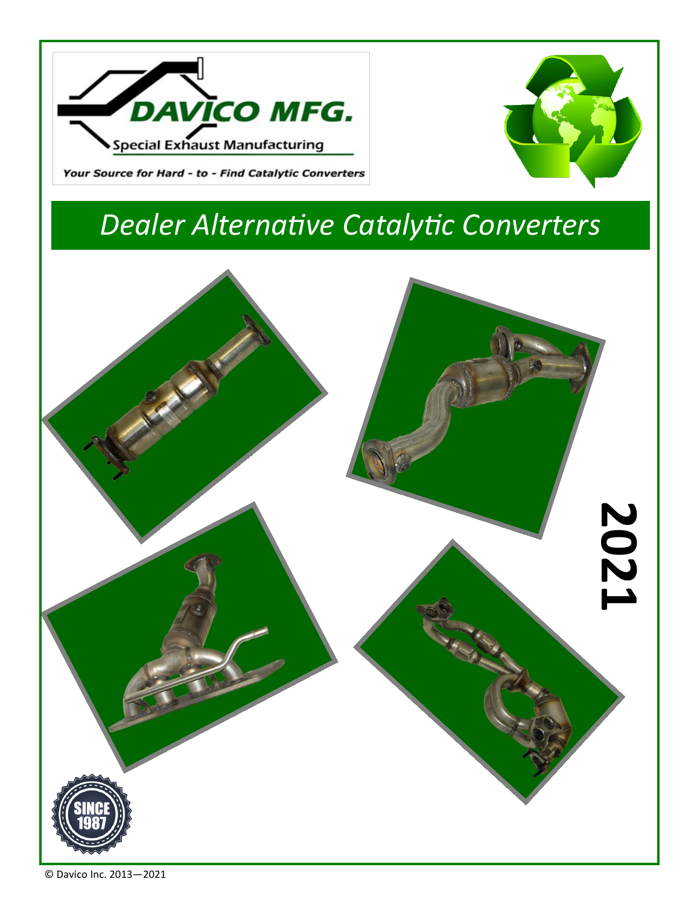DAVICO MFG.

Special Exhaust Manufacturing

*Your Source for Hard - to - Find Catalytic Converters*

# *Dealer Alternative Catalytic Converters*

**2021**

SINCE 1987

© Davico Inc. 2013—2021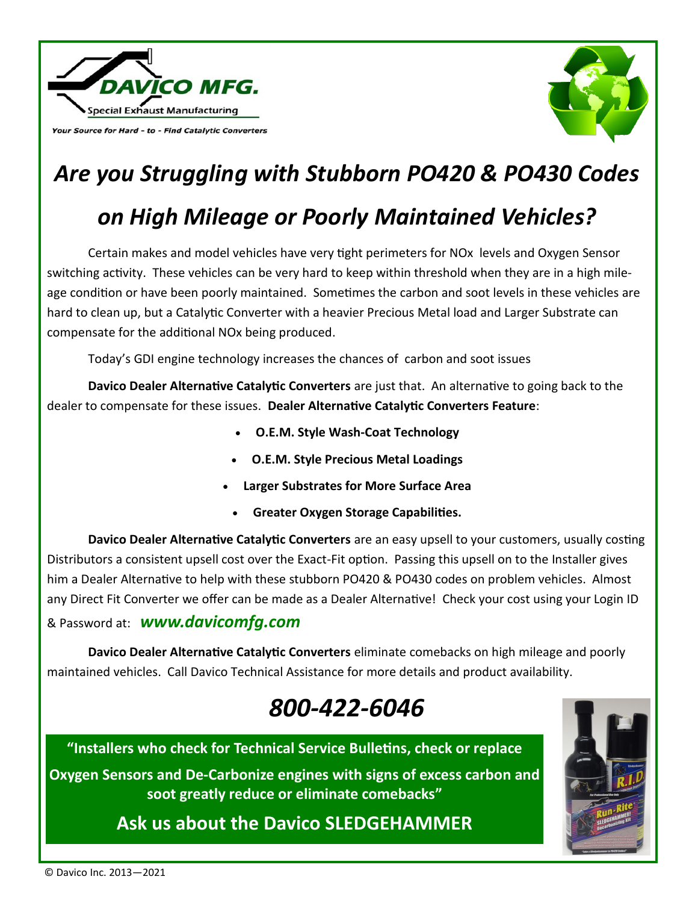**DAVICO MFG.**
Special Exhaust Manufacturing

*Your Source for Hard - to - Find Catalytic Converters*

# *Are you Struggling with Stubborn PO420 & PO430 Codes on High Mileage or Poorly Maintained Vehicles?*

Certain makes and model vehicles have very tight perimeters for NOx levels and Oxygen Sensor switching activity. These vehicles can be very hard to keep within threshold when they are in a high mileage condition or have been poorly maintained. Sometimes the carbon and soot levels in these vehicles are hard to clean up, but a Catalytic Converter with a heavier Precious Metal load and Larger Substrate can compensate for the additional NOx being produced.

Today's GDI engine technology increases the chances of carbon and soot issues

**Davico Dealer Alternative Catalytic Converters** are just that. An alternative to going back to the dealer to compensate for these issues. **Dealer Alternative Catalytic Converters Feature**:

- **O.E.M. Style Wash-Coat Technology**
- **O.E.M. Style Precious Metal Loadings**
- **Larger Substrates for More Surface Area**
- **Greater Oxygen Storage Capabilities.**

**Davico Dealer Alternative Catalytic Converters** are an easy upsell to your customers, usually costing Distributors a consistent upsell cost over the Exact-Fit option. Passing this upsell on to the Installer gives him a Dealer Alternative to help with these stubborn PO420 & PO430 codes on problem vehicles. Almost any Direct Fit Converter we offer can be made as a Dealer Alternative! Check your cost using your Login ID & Password at: ***www.davicomfg.com***

**Davico Dealer Alternative Catalytic Converters** eliminate comebacks on high mileage and poorly maintained vehicles. Call Davico Technical Assistance for more details and product availability.

## *800-422-6046*

**"Installers who check for Technical Service Bulletins, check or replace Oxygen Sensors and De-Carbonize engines with signs of excess carbon and soot greatly reduce or eliminate comebacks"**

**Ask us about the Davico SLEDGEHAMMER**

© Davico Inc. 2013—2021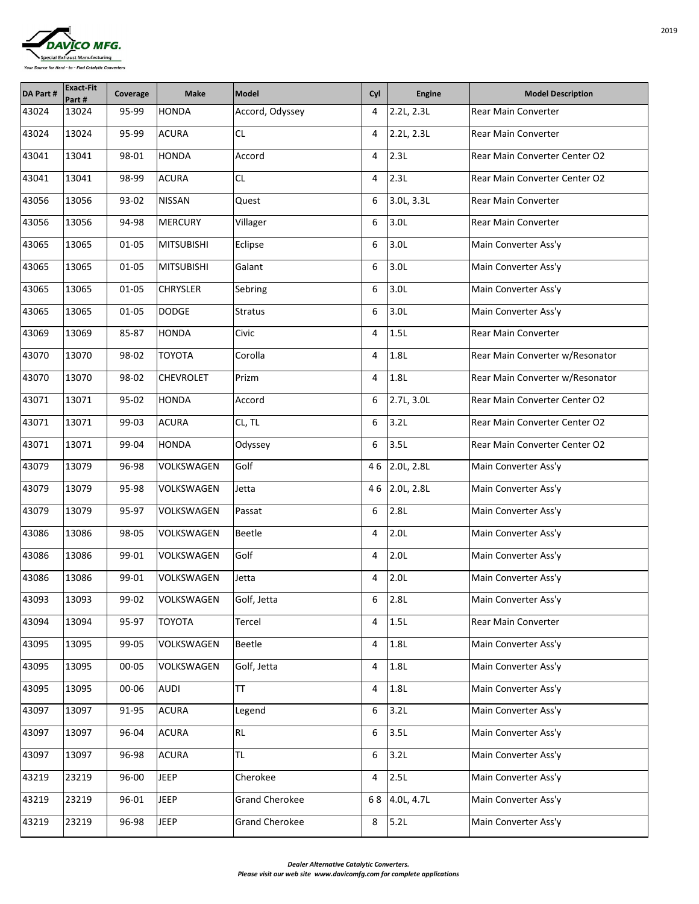| DA Part # | Exact-Fit Part # | Coverage | Make | Model | Cyl | Engine | Model Description |
|---|---|---|---|---|---|---|---|
| 43024 | 13024 | 95-99 | HONDA | Accord, Odyssey | 4 | 2.2L, 2.3L | Rear Main Converter |
| 43024 | 13024 | 95-99 | ACURA | CL | 4 | 2.2L, 2.3L | Rear Main Converter |
| 43041 | 13041 | 98-01 | HONDA | Accord | 4 | 2.3L | Rear Main Converter Center O2 |
| 43041 | 13041 | 98-99 | ACURA | CL | 4 | 2.3L | Rear Main Converter Center O2 |
| 43056 | 13056 | 93-02 | NISSAN | Quest | 6 | 3.0L, 3.3L | Rear Main Converter |
| 43056 | 13056 | 94-98 | MERCURY | Villager | 6 | 3.0L | Rear Main Converter |
| 43065 | 13065 | 01-05 | MITSUBISHI | Eclipse | 6 | 3.0L | Main Converter Ass'y |
| 43065 | 13065 | 01-05 | MITSUBISHI | Galant | 6 | 3.0L | Main Converter Ass'y |
| 43065 | 13065 | 01-05 | CHRYSLER | Sebring | 6 | 3.0L | Main Converter Ass'y |
| 43065 | 13065 | 01-05 | DODGE | Stratus | 6 | 3.0L | Main Converter Ass'y |
| 43069 | 13069 | 85-87 | HONDA | Civic | 4 | 1.5L | Rear Main Converter |
| 43070 | 13070 | 98-02 | TOYOTA | Corolla | 4 | 1.8L | Rear Main Converter w/Resonator |
| 43070 | 13070 | 98-02 | CHEVROLET | Prizm | 4 | 1.8L | Rear Main Converter w/Resonator |
| 43071 | 13071 | 95-02 | HONDA | Accord | 6 | 2.7L, 3.0L | Rear Main Converter Center O2 |
| 43071 | 13071 | 99-03 | ACURA | CL, TL | 6 | 3.2L | Rear Main Converter Center O2 |
| 43071 | 13071 | 99-04 | HONDA | Odyssey | 6 | 3.5L | Rear Main Converter Center O2 |
| 43079 | 13079 | 96-98 | VOLKSWAGEN | Golf | 4 6 | 2.0L, 2.8L | Main Converter Ass'y |
| 43079 | 13079 | 95-98 | VOLKSWAGEN | Jetta | 4 6 | 2.0L, 2.8L | Main Converter Ass'y |
| 43079 | 13079 | 95-97 | VOLKSWAGEN | Passat | 6 | 2.8L | Main Converter Ass'y |
| 43086 | 13086 | 98-05 | VOLKSWAGEN | Beetle | 4 | 2.0L | Main Converter Ass'y |
| 43086 | 13086 | 99-01 | VOLKSWAGEN | Golf | 4 | 2.0L | Main Converter Ass'y |
| 43086 | 13086 | 99-01 | VOLKSWAGEN | Jetta | 4 | 2.0L | Main Converter Ass'y |
| 43093 | 13093 | 99-02 | VOLKSWAGEN | Golf, Jetta | 6 | 2.8L | Main Converter Ass'y |
| 43094 | 13094 | 95-97 | TOYOTA | Tercel | 4 | 1.5L | Rear Main Converter |
| 43095 | 13095 | 99-05 | VOLKSWAGEN | Beetle | 4 | 1.8L | Main Converter Ass'y |
| 43095 | 13095 | 00-05 | VOLKSWAGEN | Golf, Jetta | 4 | 1.8L | Main Converter Ass'y |
| 43095 | 13095 | 00-06 | AUDI | TT | 4 | 1.8L | Main Converter Ass'y |
| 43097 | 13097 | 91-95 | ACURA | Legend | 6 | 3.2L | Main Converter Ass'y |
| 43097 | 13097 | 96-04 | ACURA | RL | 6 | 3.5L | Main Converter Ass'y |
| 43097 | 13097 | 96-98 | ACURA | TL | 6 | 3.2L | Main Converter Ass'y |
| 43219 | 23219 | 96-00 | JEEP | Cherokee | 4 | 2.5L | Main Converter Ass'y |
| 43219 | 23219 | 96-01 | JEEP | Grand Cherokee | 6 8 | 4.0L, 4.7L | Main Converter Ass'y |
| 43219 | 23219 | 96-98 | JEEP | Grand Cherokee | 8 | 5.2L | Main Converter Ass'y |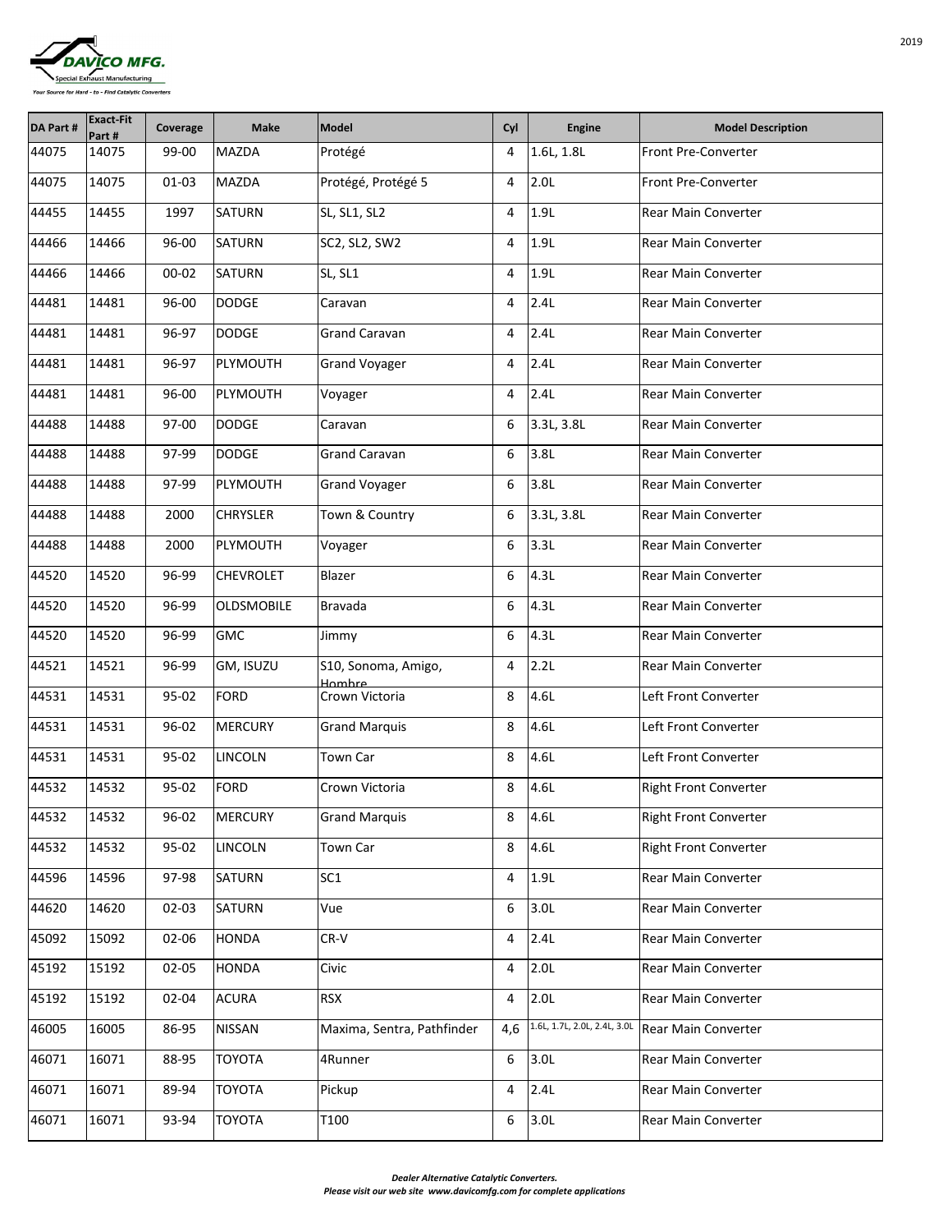| DA Part # | Exact-Fit Part # | Coverage | Make | Model | Cyl | Engine | Model Description |
|---|---|---|---|---|---|---|---|
| 44075 | 14075 | 99-00 | MAZDA | Protégé | 4 | 1.6L, 1.8L | Front Pre-Converter |
| 44075 | 14075 | 01-03 | MAZDA | Protégé, Protégé 5 | 4 | 2.0L | Front Pre-Converter |
| 44455 | 14455 | 1997 | SATURN | SL, SL1, SL2 | 4 | 1.9L | Rear Main Converter |
| 44466 | 14466 | 96-00 | SATURN | SC2, SL2, SW2 | 4 | 1.9L | Rear Main Converter |
| 44466 | 14466 | 00-02 | SATURN | SL, SL1 | 4 | 1.9L | Rear Main Converter |
| 44481 | 14481 | 96-00 | DODGE | Caravan | 4 | 2.4L | Rear Main Converter |
| 44481 | 14481 | 96-97 | DODGE | Grand Caravan | 4 | 2.4L | Rear Main Converter |
| 44481 | 14481 | 96-97 | PLYMOUTH | Grand Voyager | 4 | 2.4L | Rear Main Converter |
| 44481 | 14481 | 96-00 | PLYMOUTH | Voyager | 4 | 2.4L | Rear Main Converter |
| 44488 | 14488 | 97-00 | DODGE | Caravan | 6 | 3.3L, 3.8L | Rear Main Converter |
| 44488 | 14488 | 97-99 | DODGE | Grand Caravan | 6 | 3.8L | Rear Main Converter |
| 44488 | 14488 | 97-99 | PLYMOUTH | Grand Voyager | 6 | 3.8L | Rear Main Converter |
| 44488 | 14488 | 2000 | CHRYSLER | Town & Country | 6 | 3.3L, 3.8L | Rear Main Converter |
| 44488 | 14488 | 2000 | PLYMOUTH | Voyager | 6 | 3.3L | Rear Main Converter |
| 44520 | 14520 | 96-99 | CHEVROLET | Blazer | 6 | 4.3L | Rear Main Converter |
| 44520 | 14520 | 96-99 | OLDSMOBILE | Bravada | 6 | 4.3L | Rear Main Converter |
| 44520 | 14520 | 96-99 | GMC | Jimmy | 6 | 4.3L | Rear Main Converter |
| 44521 | 14521 | 96-99 | GM, ISUZU | S10, Sonoma, Amigo, Hombre | 4 | 2.2L | Rear Main Converter |
| 44531 | 14531 | 95-02 | FORD | Crown Victoria | 8 | 4.6L | Left Front Converter |
| 44531 | 14531 | 96-02 | MERCURY | Grand Marquis | 8 | 4.6L | Left Front Converter |
| 44531 | 14531 | 95-02 | LINCOLN | Town Car | 8 | 4.6L | Left Front Converter |
| 44532 | 14532 | 95-02 | FORD | Crown Victoria | 8 | 4.6L | Right Front Converter |
| 44532 | 14532 | 96-02 | MERCURY | Grand Marquis | 8 | 4.6L | Right Front Converter |
| 44532 | 14532 | 95-02 | LINCOLN | Town Car | 8 | 4.6L | Right Front Converter |
| 44596 | 14596 | 97-98 | SATURN | SC1 | 4 | 1.9L | Rear Main Converter |
| 44620 | 14620 | 02-03 | SATURN | Vue | 6 | 3.0L | Rear Main Converter |
| 45092 | 15092 | 02-06 | HONDA | CR-V | 4 | 2.4L | Rear Main Converter |
| 45192 | 15192 | 02-05 | HONDA | Civic | 4 | 2.0L | Rear Main Converter |
| 45192 | 15192 | 02-04 | ACURA | RSX | 4 | 2.0L | Rear Main Converter |
| 46005 | 16005 | 86-95 | NISSAN | Maxima, Sentra, Pathfinder | 4,6 | 1.6L, 1.7L, 2.0L, 2.4L, 3.0L | Rear Main Converter |
| 46071 | 16071 | 88-95 | TOYOTA | 4Runner | 6 | 3.0L | Rear Main Converter |
| 46071 | 16071 | 89-94 | TOYOTA | Pickup | 4 | 2.4L | Rear Main Converter |
| 46071 | 16071 | 93-94 | TOYOTA | T100 | 6 | 3.0L | Rear Main Converter |

*Dealer Alternative Catalytic Converters.*
*Please visit our web site www.davicomfg.com for complete applications*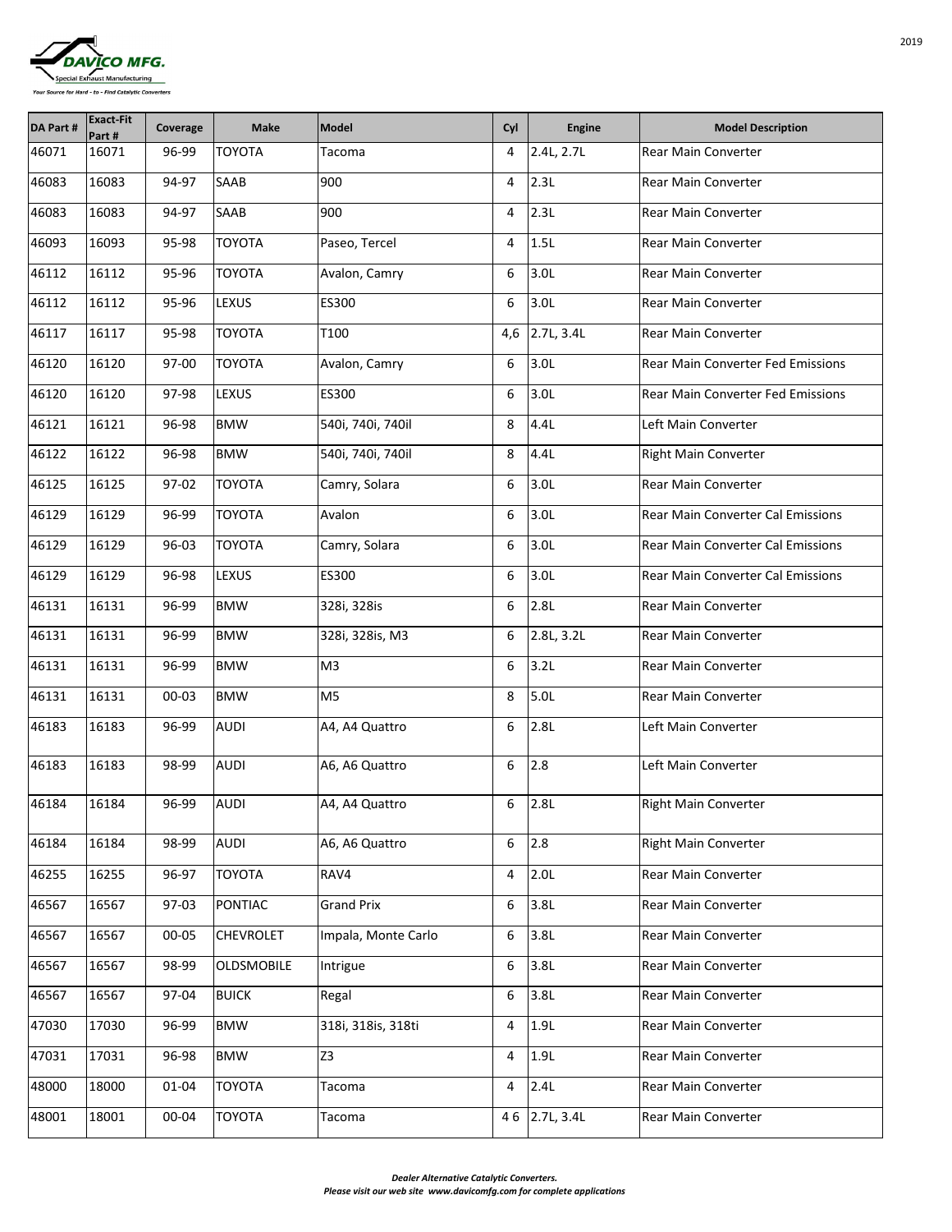| DA Part # | Exact-Fit Part # | Coverage | Make | Model | Cyl | Engine | Model Description |
|---|---|---|---|---|---|---|---|
| 46071 | 16071 | 96-99 | TOYOTA | Tacoma | 4 | 2.4L, 2.7L | Rear Main Converter |
| 46083 | 16083 | 94-97 | SAAB | 900 | 4 | 2.3L | Rear Main Converter |
| 46083 | 16083 | 94-97 | SAAB | 900 | 4 | 2.3L | Rear Main Converter |
| 46093 | 16093 | 95-98 | TOYOTA | Paseo, Tercel | 4 | 1.5L | Rear Main Converter |
| 46112 | 16112 | 95-96 | TOYOTA | Avalon, Camry | 6 | 3.0L | Rear Main Converter |
| 46112 | 16112 | 95-96 | LEXUS | ES300 | 6 | 3.0L | Rear Main Converter |
| 46117 | 16117 | 95-98 | TOYOTA | T100 | 4,6 | 2.7L, 3.4L | Rear Main Converter |
| 46120 | 16120 | 97-00 | TOYOTA | Avalon, Camry | 6 | 3.0L | Rear Main Converter Fed Emissions |
| 46120 | 16120 | 97-98 | LEXUS | ES300 | 6 | 3.0L | Rear Main Converter Fed Emissions |
| 46121 | 16121 | 96-98 | BMW | 540i, 740i, 740il | 8 | 4.4L | Left Main Converter |
| 46122 | 16122 | 96-98 | BMW | 540i, 740i, 740il | 8 | 4.4L | Right Main Converter |
| 46125 | 16125 | 97-02 | TOYOTA | Camry, Solara | 6 | 3.0L | Rear Main Converter |
| 46129 | 16129 | 96-99 | TOYOTA | Avalon | 6 | 3.0L | Rear Main Converter Cal Emissions |
| 46129 | 16129 | 96-03 | TOYOTA | Camry, Solara | 6 | 3.0L | Rear Main Converter Cal Emissions |
| 46129 | 16129 | 96-98 | LEXUS | ES300 | 6 | 3.0L | Rear Main Converter Cal Emissions |
| 46131 | 16131 | 96-99 | BMW | 328i, 328is | 6 | 2.8L | Rear Main Converter |
| 46131 | 16131 | 96-99 | BMW | 328i, 328is, M3 | 6 | 2.8L, 3.2L | Rear Main Converter |
| 46131 | 16131 | 96-99 | BMW | M3 | 6 | 3.2L | Rear Main Converter |
| 46131 | 16131 | 00-03 | BMW | M5 | 8 | 5.0L | Rear Main Converter |
| 46183 | 16183 | 96-99 | AUDI | A4, A4 Quattro | 6 | 2.8L | Left Main Converter |
| 46183 | 16183 | 98-99 | AUDI | A6, A6 Quattro | 6 | 2.8 | Left Main Converter |
| 46184 | 16184 | 96-99 | AUDI | A4, A4 Quattro | 6 | 2.8L | Right Main Converter |
| 46184 | 16184 | 98-99 | AUDI | A6, A6 Quattro | 6 | 2.8 | Right Main Converter |
| 46255 | 16255 | 96-97 | TOYOTA | RAV4 | 4 | 2.0L | Rear Main Converter |
| 46567 | 16567 | 97-03 | PONTIAC | Grand Prix | 6 | 3.8L | Rear Main Converter |
| 46567 | 16567 | 00-05 | CHEVROLET | Impala, Monte Carlo | 6 | 3.8L | Rear Main Converter |
| 46567 | 16567 | 98-99 | OLDSMOBILE | Intrigue | 6 | 3.8L | Rear Main Converter |
| 46567 | 16567 | 97-04 | BUICK | Regal | 6 | 3.8L | Rear Main Converter |
| 47030 | 17030 | 96-99 | BMW | 318i, 318is, 318ti | 4 | 1.9L | Rear Main Converter |
| 47031 | 17031 | 96-98 | BMW | Z3 | 4 | 1.9L | Rear Main Converter |
| 48000 | 18000 | 01-04 | TOYOTA | Tacoma | 4 | 2.4L | Rear Main Converter |
| 48001 | 18001 | 00-04 | TOYOTA | Tacoma | 4 6 | 2.7L, 3.4L | Rear Main Converter |

***Dealer Alternative Catalytic Converters.***
***Please visit our web site www.davicomfg.com for complete applications***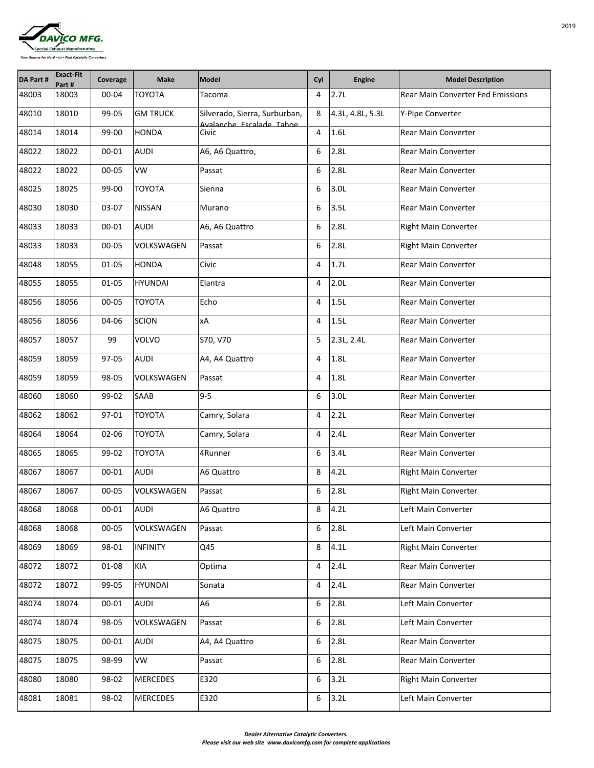DAVICO MFG.
Special Exhaust Manufacturing
*Your Source for Hard - to - Find Catalytic Converters*

| DA Part # | Exact-Fit Part # | Coverage | Make | Model | Cyl | Engine | Model Description |
|---|---|---|---|---|---|---|---|
| 48003 | 18003 | 00-04 | TOYOTA | Tacoma | 4 | 2.7L | Rear Main Converter Fed Emissions |
| 48010 | 18010 | 99-05 | GM TRUCK | Silverado, Sierra, Surburban, Avalanche, Escalade, Tahoe | 8 | 4.3L, 4.8L, 5.3L | Y-Pipe Converter |
| 48014 | 18014 | 99-00 | HONDA | Civic | 4 | 1.6L | Rear Main Converter |
| 48022 | 18022 | 00-01 | AUDI | A6, A6 Quattro, | 6 | 2.8L | Rear Main Converter |
| 48022 | 18022 | 00-05 | VW | Passat | 6 | 2.8L | Rear Main Converter |
| 48025 | 18025 | 99-00 | TOYOTA | Sienna | 6 | 3.0L | Rear Main Converter |
| 48030 | 18030 | 03-07 | NISSAN | Murano | 6 | 3.5L | Rear Main Converter |
| 48033 | 18033 | 00-01 | AUDI | A6, A6 Quattro | 6 | 2.8L | Right Main Converter |
| 48033 | 18033 | 00-05 | VOLKSWAGEN | Passat | 6 | 2.8L | Right Main Converter |
| 48048 | 18055 | 01-05 | HONDA | Civic | 4 | 1.7L | Rear Main Converter |
| 48055 | 18055 | 01-05 | HYUNDAI | Elantra | 4 | 2.0L | Rear Main Converter |
| 48056 | 18056 | 00-05 | TOYOTA | Echo | 4 | 1.5L | Rear Main Converter |
| 48056 | 18056 | 04-06 | SCION | xA | 4 | 1.5L | Rear Main Converter |
| 48057 | 18057 | 99 | VOLVO | S70, V70 | 5 | 2.3L, 2.4L | Rear Main Converter |
| 48059 | 18059 | 97-05 | AUDI | A4, A4 Quattro | 4 | 1.8L | Rear Main Converter |
| 48059 | 18059 | 98-05 | VOLKSWAGEN | Passat | 4 | 1.8L | Rear Main Converter |
| 48060 | 18060 | 99-02 | SAAB | 9-5 | 6 | 3.0L | Rear Main Converter |
| 48062 | 18062 | 97-01 | TOYOTA | Camry, Solara | 4 | 2.2L | Rear Main Converter |
| 48064 | 18064 | 02-06 | TOYOTA | Camry, Solara | 4 | 2.4L | Rear Main Converter |
| 48065 | 18065 | 99-02 | TOYOTA | 4Runner | 6 | 3.4L | Rear Main Converter |
| 48067 | 18067 | 00-01 | AUDI | A6 Quattro | 8 | 4.2L | Right Main Converter |
| 48067 | 18067 | 00-05 | VOLKSWAGEN | Passat | 6 | 2.8L | Right Main Converter |
| 48068 | 18068 | 00-01 | AUDI | A6 Quattro | 8 | 4.2L | Left Main Converter |
| 48068 | 18068 | 00-05 | VOLKSWAGEN | Passat | 6 | 2.8L | Left Main Converter |
| 48069 | 18069 | 98-01 | INFINITY | Q45 | 8 | 4.1L | Right Main Converter |
| 48072 | 18072 | 01-08 | KIA | Optima | 4 | 2.4L | Rear Main Converter |
| 48072 | 18072 | 99-05 | HYUNDAI | Sonata | 4 | 2.4L | Rear Main Converter |
| 48074 | 18074 | 00-01 | AUDI | A6 | 6 | 2.8L | Left Main Converter |
| 48074 | 18074 | 98-05 | VOLKSWAGEN | Passat | 6 | 2.8L | Left Main Converter |
| 48075 | 18075 | 00-01 | AUDI | A4, A4 Quattro | 6 | 2.8L | Rear Main Converter |
| 48075 | 18075 | 98-99 | VW | Passat | 6 | 2.8L | Rear Main Converter |
| 48080 | 18080 | 98-02 | MERCEDES | E320 | 6 | 3.2L | Right Main Converter |
| 48081 | 18081 | 98-02 | MERCEDES | E320 | 6 | 3.2L | Left Main Converter |

*Dealer Alternative Catalytic Converters.*
*Please visit our web site www.davicomfg.com for complete applications*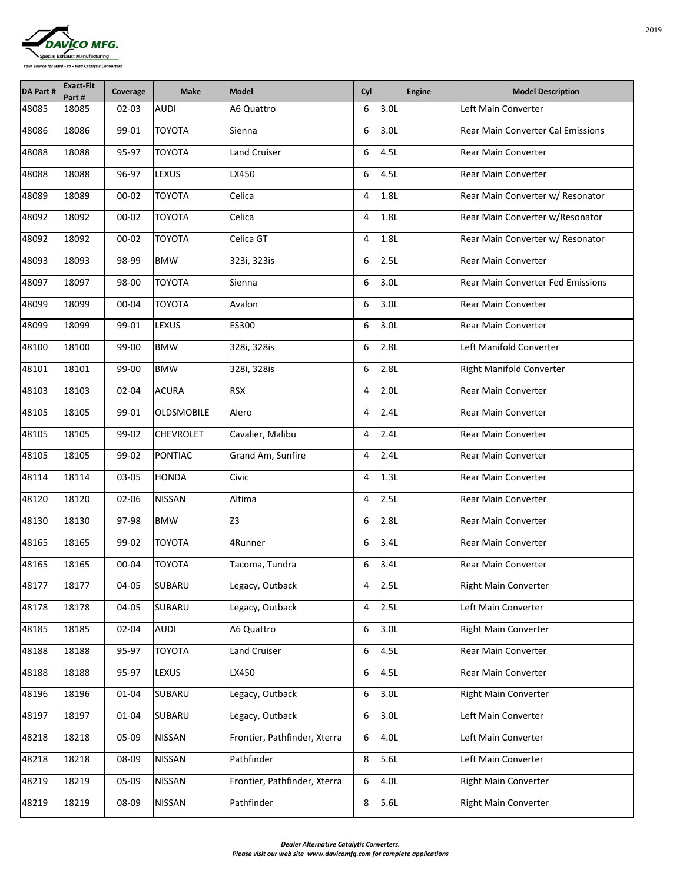| DA Part # | Exact-Fit Part # | Coverage | Make | Model | Cyl | Engine | Model Description |
|---|---|---|---|---|---|---|---|
| 48085 | 18085 | 02-03 | AUDI | A6 Quattro | 6 | 3.0L | Left Main Converter |
| 48086 | 18086 | 99-01 | TOYOTA | Sienna | 6 | 3.0L | Rear Main Converter Cal Emissions |
| 48088 | 18088 | 95-97 | TOYOTA | Land Cruiser | 6 | 4.5L | Rear Main Converter |
| 48088 | 18088 | 96-97 | LEXUS | LX450 | 6 | 4.5L | Rear Main Converter |
| 48089 | 18089 | 00-02 | TOYOTA | Celica | 4 | 1.8L | Rear Main Converter w/ Resonator |
| 48092 | 18092 | 00-02 | TOYOTA | Celica | 4 | 1.8L | Rear Main Converter w/Resonator |
| 48092 | 18092 | 00-02 | TOYOTA | Celica GT | 4 | 1.8L | Rear Main Converter w/ Resonator |
| 48093 | 18093 | 98-99 | BMW | 323i, 323is | 6 | 2.5L | Rear Main Converter |
| 48097 | 18097 | 98-00 | TOYOTA | Sienna | 6 | 3.0L | Rear Main Converter Fed Emissions |
| 48099 | 18099 | 00-04 | TOYOTA | Avalon | 6 | 3.0L | Rear Main Converter |
| 48099 | 18099 | 99-01 | LEXUS | ES300 | 6 | 3.0L | Rear Main Converter |
| 48100 | 18100 | 99-00 | BMW | 328i, 328is | 6 | 2.8L | Left Manifold Converter |
| 48101 | 18101 | 99-00 | BMW | 328i, 328is | 6 | 2.8L | Right Manifold Converter |
| 48103 | 18103 | 02-04 | ACURA | RSX | 4 | 2.0L | Rear Main Converter |
| 48105 | 18105 | 99-01 | OLDSMOBILE | Alero | 4 | 2.4L | Rear Main Converter |
| 48105 | 18105 | 99-02 | CHEVROLET | Cavalier, Malibu | 4 | 2.4L | Rear Main Converter |
| 48105 | 18105 | 99-02 | PONTIAC | Grand Am, Sunfire | 4 | 2.4L | Rear Main Converter |
| 48114 | 18114 | 03-05 | HONDA | Civic | 4 | 1.3L | Rear Main Converter |
| 48120 | 18120 | 02-06 | NISSAN | Altima | 4 | 2.5L | Rear Main Converter |
| 48130 | 18130 | 97-98 | BMW | Z3 | 6 | 2.8L | Rear Main Converter |
| 48165 | 18165 | 99-02 | TOYOTA | 4Runner | 6 | 3.4L | Rear Main Converter |
| 48165 | 18165 | 00-04 | TOYOTA | Tacoma, Tundra | 6 | 3.4L | Rear Main Converter |
| 48177 | 18177 | 04-05 | SUBARU | Legacy, Outback | 4 | 2.5L | Right Main Converter |
| 48178 | 18178 | 04-05 | SUBARU | Legacy, Outback | 4 | 2.5L | Left Main Converter |
| 48185 | 18185 | 02-04 | AUDI | A6 Quattro | 6 | 3.0L | Right Main Converter |
| 48188 | 18188 | 95-97 | TOYOTA | Land Cruiser | 6 | 4.5L | Rear Main Converter |
| 48188 | 18188 | 95-97 | LEXUS | LX450 | 6 | 4.5L | Rear Main Converter |
| 48196 | 18196 | 01-04 | SUBARU | Legacy, Outback | 6 | 3.0L | Right Main Converter |
| 48197 | 18197 | 01-04 | SUBARU | Legacy, Outback | 6 | 3.0L | Left Main Converter |
| 48218 | 18218 | 05-09 | NISSAN | Frontier, Pathfinder, Xterra | 6 | 4.0L | Left Main Converter |
| 48218 | 18218 | 08-09 | NISSAN | Pathfinder | 8 | 5.6L | Left Main Converter |
| 48219 | 18219 | 05-09 | NISSAN | Frontier, Pathfinder, Xterra | 6 | 4.0L | Right Main Converter |
| 48219 | 18219 | 08-09 | NISSAN | Pathfinder | 8 | 5.6L | Right Main Converter |

*Dealer Alternative Catalytic Converters.*
*Please visit our web site www.davicomfg.com for complete applications*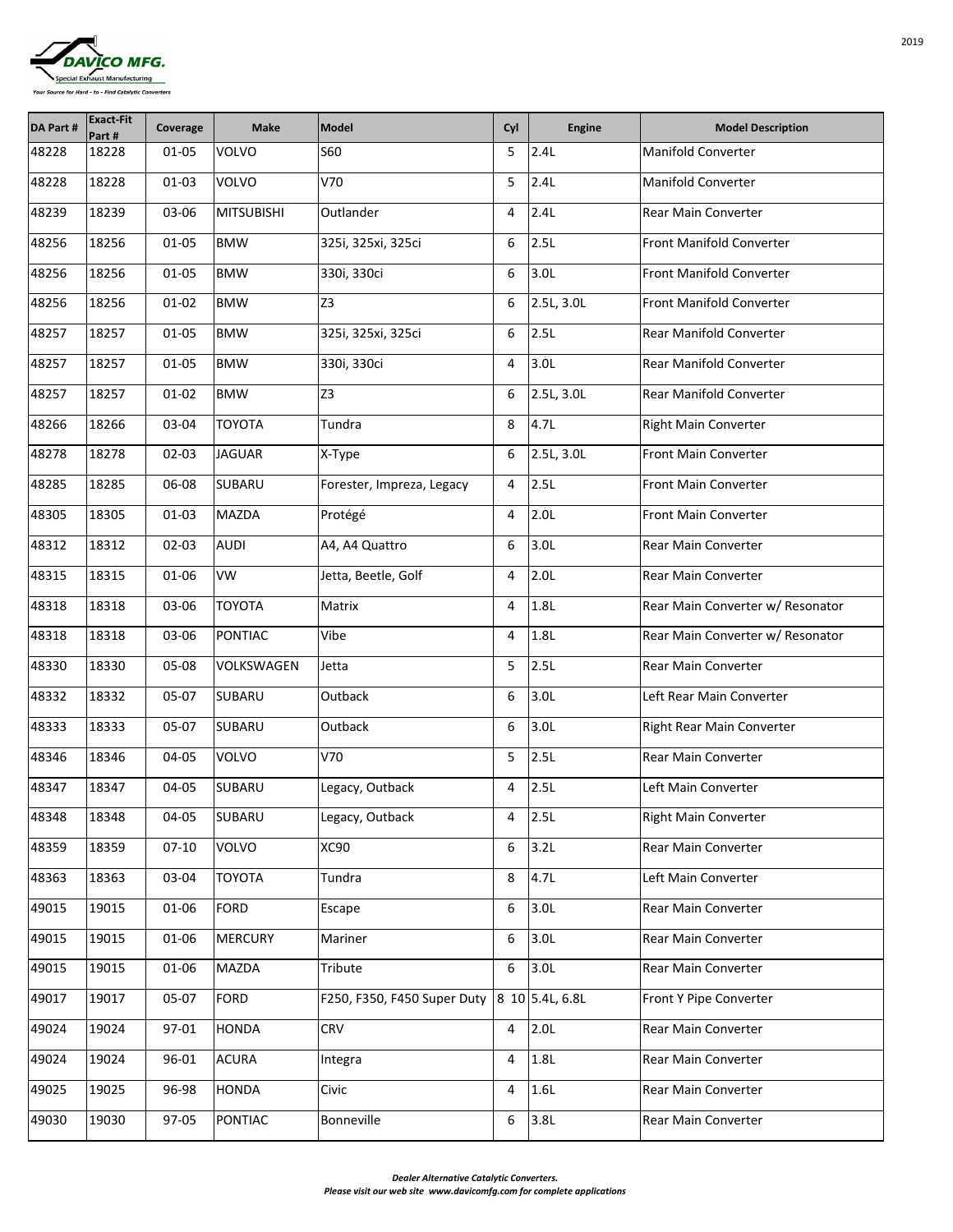| DA Part # | Exact-Fit Part # | Coverage | Make | Model | Cyl | Engine | Model Description |
|---|---|---|---|---|---|---|---|
| 48228 | 18228 | 01-05 | VOLVO | S60 | 5 | 2.4L | Manifold Converter |
| 48228 | 18228 | 01-03 | VOLVO | V70 | 5 | 2.4L | Manifold Converter |
| 48239 | 18239 | 03-06 | MITSUBISHI | Outlander | 4 | 2.4L | Rear Main Converter |
| 48256 | 18256 | 01-05 | BMW | 325i, 325xi, 325ci | 6 | 2.5L | Front Manifold Converter |
| 48256 | 18256 | 01-05 | BMW | 330i, 330ci | 6 | 3.0L | Front Manifold Converter |
| 48256 | 18256 | 01-02 | BMW | Z3 | 6 | 2.5L, 3.0L | Front Manifold Converter |
| 48257 | 18257 | 01-05 | BMW | 325i, 325xi, 325ci | 6 | 2.5L | Rear Manifold Converter |
| 48257 | 18257 | 01-05 | BMW | 330i, 330ci | 4 | 3.0L | Rear Manifold Converter |
| 48257 | 18257 | 01-02 | BMW | Z3 | 6 | 2.5L, 3.0L | Rear Manifold Converter |
| 48266 | 18266 | 03-04 | TOYOTA | Tundra | 8 | 4.7L | Right Main Converter |
| 48278 | 18278 | 02-03 | JAGUAR | X-Type | 6 | 2.5L, 3.0L | Front Main Converter |
| 48285 | 18285 | 06-08 | SUBARU | Forester, Impreza, Legacy | 4 | 2.5L | Front Main Converter |
| 48305 | 18305 | 01-03 | MAZDA | Protégé | 4 | 2.0L | Front Main Converter |
| 48312 | 18312 | 02-03 | AUDI | A4, A4 Quattro | 6 | 3.0L | Rear Main Converter |
| 48315 | 18315 | 01-06 | VW | Jetta, Beetle, Golf | 4 | 2.0L | Rear Main Converter |
| 48318 | 18318 | 03-06 | TOYOTA | Matrix | 4 | 1.8L | Rear Main Converter w/ Resonator |
| 48318 | 18318 | 03-06 | PONTIAC | Vibe | 4 | 1.8L | Rear Main Converter w/ Resonator |
| 48330 | 18330 | 05-08 | VOLKSWAGEN | Jetta | 5 | 2.5L | Rear Main Converter |
| 48332 | 18332 | 05-07 | SUBARU | Outback | 6 | 3.0L | Left Rear Main Converter |
| 48333 | 18333 | 05-07 | SUBARU | Outback | 6 | 3.0L | Right Rear Main Converter |
| 48346 | 18346 | 04-05 | VOLVO | V70 | 5 | 2.5L | Rear Main Converter |
| 48347 | 18347 | 04-05 | SUBARU | Legacy, Outback | 4 | 2.5L | Left Main Converter |
| 48348 | 18348 | 04-05 | SUBARU | Legacy, Outback | 4 | 2.5L | Right Main Converter |
| 48359 | 18359 | 07-10 | VOLVO | XC90 | 6 | 3.2L | Rear Main Converter |
| 48363 | 18363 | 03-04 | TOYOTA | Tundra | 8 | 4.7L | Left Main Converter |
| 49015 | 19015 | 01-06 | FORD | Escape | 6 | 3.0L | Rear Main Converter |
| 49015 | 19015 | 01-06 | MERCURY | Mariner | 6 | 3.0L | Rear Main Converter |
| 49015 | 19015 | 01-06 | MAZDA | Tribute | 6 | 3.0L | Rear Main Converter |
| 49017 | 19017 | 05-07 | FORD | F250, F350, F450 Super Duty | 8 10 | 5.4L, 6.8L | Front Y Pipe Converter |
| 49024 | 19024 | 97-01 | HONDA | CRV | 4 | 2.0L | Rear Main Converter |
| 49024 | 19024 | 96-01 | ACURA | Integra | 4 | 1.8L | Rear Main Converter |
| 49025 | 19025 | 96-98 | HONDA | Civic | 4 | 1.6L | Rear Main Converter |
| 49030 | 19030 | 97-05 | PONTIAC | Bonneville | 6 | 3.8L | Rear Main Converter |

*Dealer Alternative Catalytic Converters.*
*Please visit our web site www.davicomfg.com for complete applications*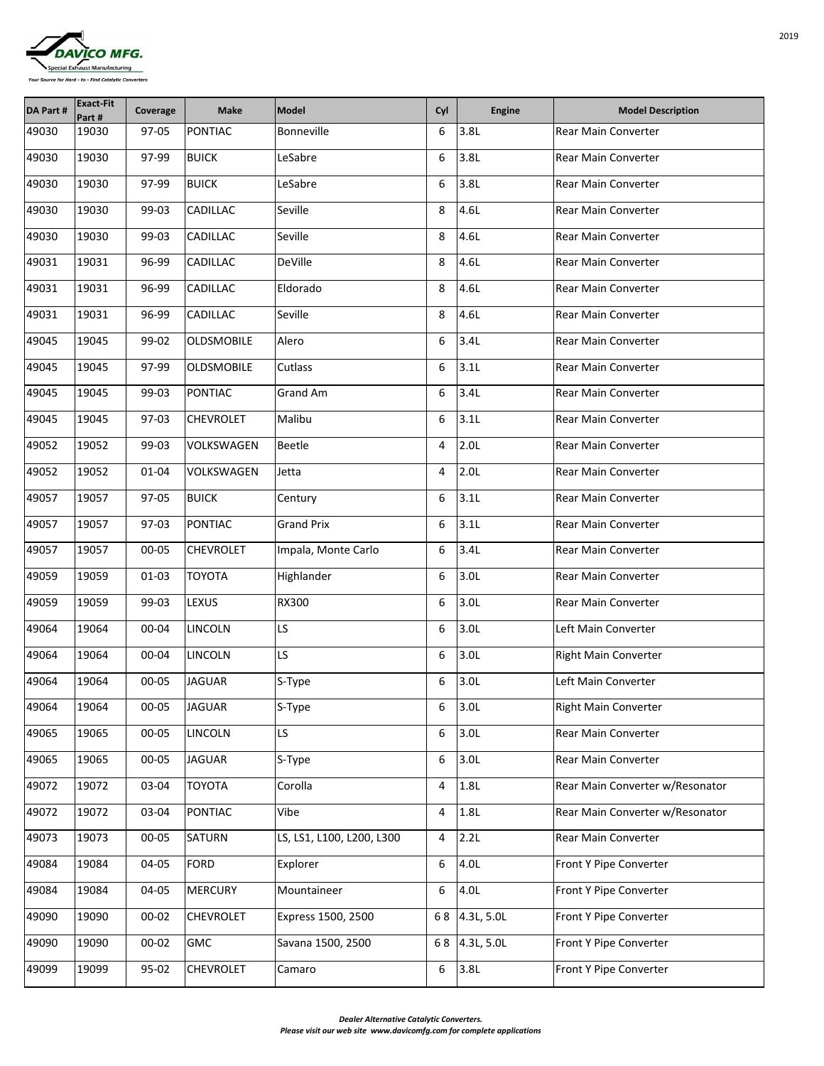| DA Part # | Exact-Fit Part # | Coverage | Make | Model | Cyl | Engine | Model Description |
|---|---|---|---|---|---|---|---|
| 49030 | 19030 | 97-05 | PONTIAC | Bonneville | 6 | 3.8L | Rear Main Converter |
| 49030 | 19030 | 97-99 | BUICK | LeSabre | 6 | 3.8L | Rear Main Converter |
| 49030 | 19030 | 97-99 | BUICK | LeSabre | 6 | 3.8L | Rear Main Converter |
| 49030 | 19030 | 99-03 | CADILLAC | Seville | 8 | 4.6L | Rear Main Converter |
| 49030 | 19030 | 99-03 | CADILLAC | Seville | 8 | 4.6L | Rear Main Converter |
| 49031 | 19031 | 96-99 | CADILLAC | DeVille | 8 | 4.6L | Rear Main Converter |
| 49031 | 19031 | 96-99 | CADILLAC | Eldorado | 8 | 4.6L | Rear Main Converter |
| 49031 | 19031 | 96-99 | CADILLAC | Seville | 8 | 4.6L | Rear Main Converter |
| 49045 | 19045 | 99-02 | OLDSMOBILE | Alero | 6 | 3.4L | Rear Main Converter |
| 49045 | 19045 | 97-99 | OLDSMOBILE | Cutlass | 6 | 3.1L | Rear Main Converter |
| 49045 | 19045 | 99-03 | PONTIAC | Grand Am | 6 | 3.4L | Rear Main Converter |
| 49045 | 19045 | 97-03 | CHEVROLET | Malibu | 6 | 3.1L | Rear Main Converter |
| 49052 | 19052 | 99-03 | VOLKSWAGEN | Beetle | 4 | 2.0L | Rear Main Converter |
| 49052 | 19052 | 01-04 | VOLKSWAGEN | Jetta | 4 | 2.0L | Rear Main Converter |
| 49057 | 19057 | 97-05 | BUICK | Century | 6 | 3.1L | Rear Main Converter |
| 49057 | 19057 | 97-03 | PONTIAC | Grand Prix | 6 | 3.1L | Rear Main Converter |
| 49057 | 19057 | 00-05 | CHEVROLET | Impala, Monte Carlo | 6 | 3.4L | Rear Main Converter |
| 49059 | 19059 | 01-03 | TOYOTA | Highlander | 6 | 3.0L | Rear Main Converter |
| 49059 | 19059 | 99-03 | LEXUS | RX300 | 6 | 3.0L | Rear Main Converter |
| 49064 | 19064 | 00-04 | LINCOLN | LS | 6 | 3.0L | Left Main Converter |
| 49064 | 19064 | 00-04 | LINCOLN | LS | 6 | 3.0L | Right Main Converter |
| 49064 | 19064 | 00-05 | JAGUAR | S-Type | 6 | 3.0L | Left Main Converter |
| 49064 | 19064 | 00-05 | JAGUAR | S-Type | 6 | 3.0L | Right Main Converter |
| 49065 | 19065 | 00-05 | LINCOLN | LS | 6 | 3.0L | Rear Main Converter |
| 49065 | 19065 | 00-05 | JAGUAR | S-Type | 6 | 3.0L | Rear Main Converter |
| 49072 | 19072 | 03-04 | TOYOTA | Corolla | 4 | 1.8L | Rear Main Converter w/Resonator |
| 49072 | 19072 | 03-04 | PONTIAC | Vibe | 4 | 1.8L | Rear Main Converter w/Resonator |
| 49073 | 19073 | 00-05 | SATURN | LS, LS1, L100, L200, L300 | 4 | 2.2L | Rear Main Converter |
| 49084 | 19084 | 04-05 | FORD | Explorer | 6 | 4.0L | Front Y Pipe Converter |
| 49084 | 19084 | 04-05 | MERCURY | Mountaineer | 6 | 4.0L | Front Y Pipe Converter |
| 49090 | 19090 | 00-02 | CHEVROLET | Express 1500, 2500 | 6 8 | 4.3L, 5.0L | Front Y Pipe Converter |
| 49090 | 19090 | 00-02 | GMC | Savana 1500, 2500 | 6 8 | 4.3L, 5.0L | Front Y Pipe Converter |
| 49099 | 19099 | 95-02 | CHEVROLET | Camaro | 6 | 3.8L | Front Y Pipe Converter |

*Dealer Alternative Catalytic Converters.*
*Please visit our web site www.davicomfg.com for complete applications*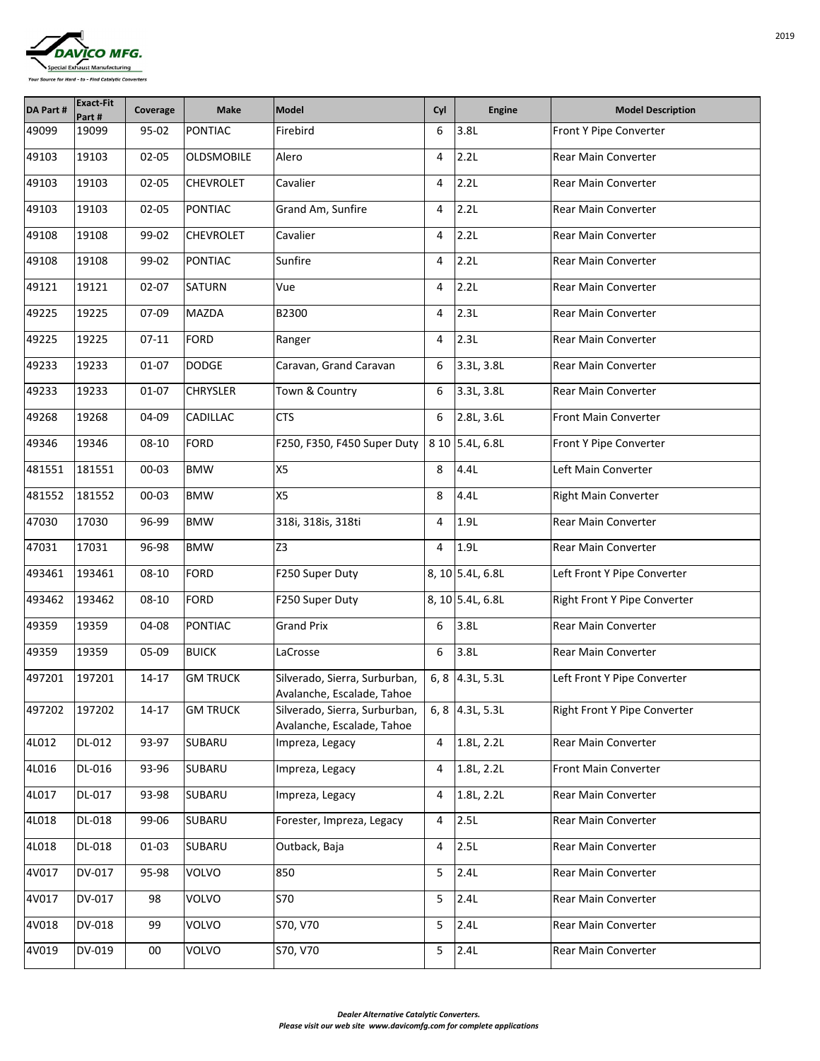| DA Part # | Exact-Fit Part # | Coverage | Make | Model | Cyl | Engine | Model Description |
|---|---|---|---|---|---|---|---|
| 49099 | 19099 | 95-02 | PONTIAC | Firebird | 6 | 3.8L | Front Y Pipe Converter |
| 49103 | 19103 | 02-05 | OLDSMOBILE | Alero | 4 | 2.2L | Rear Main Converter |
| 49103 | 19103 | 02-05 | CHEVROLET | Cavalier | 4 | 2.2L | Rear Main Converter |
| 49103 | 19103 | 02-05 | PONTIAC | Grand Am, Sunfire | 4 | 2.2L | Rear Main Converter |
| 49108 | 19108 | 99-02 | CHEVROLET | Cavalier | 4 | 2.2L | Rear Main Converter |
| 49108 | 19108 | 99-02 | PONTIAC | Sunfire | 4 | 2.2L | Rear Main Converter |
| 49121 | 19121 | 02-07 | SATURN | Vue | 4 | 2.2L | Rear Main Converter |
| 49225 | 19225 | 07-09 | MAZDA | B2300 | 4 | 2.3L | Rear Main Converter |
| 49225 | 19225 | 07-11 | FORD | Ranger | 4 | 2.3L | Rear Main Converter |
| 49233 | 19233 | 01-07 | DODGE | Caravan, Grand Caravan | 6 | 3.3L, 3.8L | Rear Main Converter |
| 49233 | 19233 | 01-07 | CHRYSLER | Town & Country | 6 | 3.3L, 3.8L | Rear Main Converter |
| 49268 | 19268 | 04-09 | CADILLAC | CTS | 6 | 2.8L, 3.6L | Front Main Converter |
| 49346 | 19346 | 08-10 | FORD | F250, F350, F450 Super Duty | 8 10 | 5.4L, 6.8L | Front Y Pipe Converter |
| 481551 | 181551 | 00-03 | BMW | X5 | 8 | 4.4L | Left Main Converter |
| 481552 | 181552 | 00-03 | BMW | X5 | 8 | 4.4L | Right Main Converter |
| 47030 | 17030 | 96-99 | BMW | 318i, 318is, 318ti | 4 | 1.9L | Rear Main Converter |
| 47031 | 17031 | 96-98 | BMW | Z3 | 4 | 1.9L | Rear Main Converter |
| 493461 | 193461 | 08-10 | FORD | F250 Super Duty | 8, 10 | 5.4L, 6.8L | Left Front Y Pipe Converter |
| 493462 | 193462 | 08-10 | FORD | F250 Super Duty | 8, 10 | 5.4L, 6.8L | Right Front Y Pipe Converter |
| 49359 | 19359 | 04-08 | PONTIAC | Grand Prix | 6 | 3.8L | Rear Main Converter |
| 49359 | 19359 | 05-09 | BUICK | LaCrosse | 6 | 3.8L | Rear Main Converter |
| 497201 | 197201 | 14-17 | GM TRUCK | Silverado, Sierra, Surburban, Avalanche, Escalade, Tahoe | 6, 8 | 4.3L, 5.3L | Left Front Y Pipe Converter |
| 497202 | 197202 | 14-17 | GM TRUCK | Silverado, Sierra, Surburban, Avalanche, Escalade, Tahoe | 6, 8 | 4.3L, 5.3L | Right Front Y Pipe Converter |
| 4L012 | DL-012 | 93-97 | SUBARU | Impreza, Legacy | 4 | 1.8L, 2.2L | Rear Main Converter |
| 4L016 | DL-016 | 93-96 | SUBARU | Impreza, Legacy | 4 | 1.8L, 2.2L | Front Main Converter |
| 4L017 | DL-017 | 93-98 | SUBARU | Impreza, Legacy | 4 | 1.8L, 2.2L | Rear Main Converter |
| 4L018 | DL-018 | 99-06 | SUBARU | Forester, Impreza, Legacy | 4 | 2.5L | Rear Main Converter |
| 4L018 | DL-018 | 01-03 | SUBARU | Outback, Baja | 4 | 2.5L | Rear Main Converter |
| 4V017 | DV-017 | 95-98 | VOLVO | 850 | 5 | 2.4L | Rear Main Converter |
| 4V017 | DV-017 | 98 | VOLVO | S70 | 5 | 2.4L | Rear Main Converter |
| 4V018 | DV-018 | 99 | VOLVO | S70, V70 | 5 | 2.4L | Rear Main Converter |
| 4V019 | DV-019 | 00 | VOLVO | S70, V70 | 5 | 2.4L | Rear Main Converter |

*Dealer Alternative Catalytic Converters.*
*Please visit our web site www.davicomfg.com for complete applications*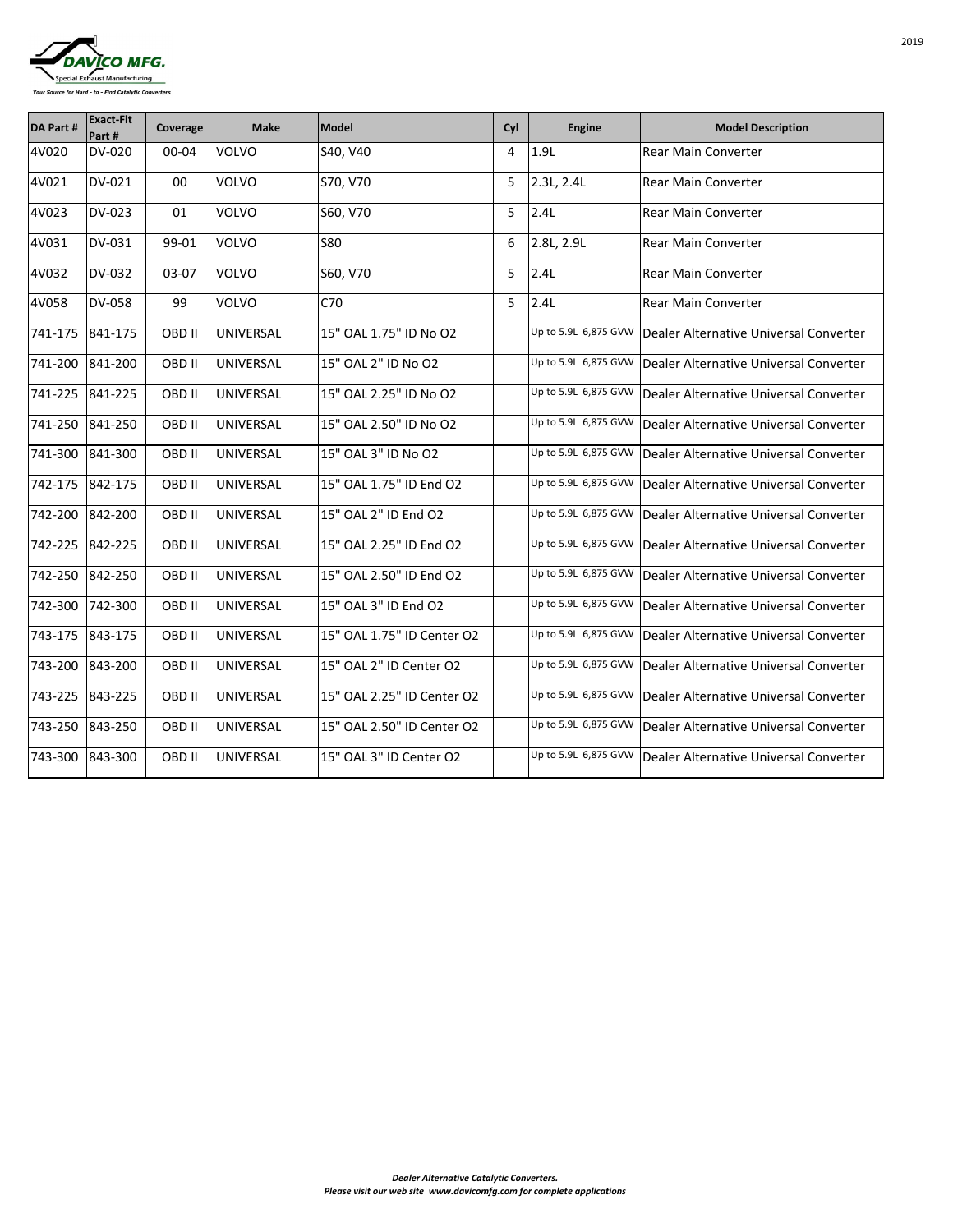| DA Part # | Exact-Fit Part # | Coverage | Make | Model | Cyl | Engine | Model Description |
|---|---|---|---|---|---|---|---|
| 4V020 | DV-020 | 00-04 | VOLVO | S40, V40 | 4 | 1.9L | Rear Main Converter |
| 4V021 | DV-021 | 00 | VOLVO | S70, V70 | 5 | 2.3L, 2.4L | Rear Main Converter |
| 4V023 | DV-023 | 01 | VOLVO | S60, V70 | 5 | 2.4L | Rear Main Converter |
| 4V031 | DV-031 | 99-01 | VOLVO | S80 | 6 | 2.8L, 2.9L | Rear Main Converter |
| 4V032 | DV-032 | 03-07 | VOLVO | S60, V70 | 5 | 2.4L | Rear Main Converter |
| 4V058 | DV-058 | 99 | VOLVO | C70 | 5 | 2.4L | Rear Main Converter |
| 741-175 | 841-175 | OBD II | UNIVERSAL | 15" OAL 1.75" ID No O2 | | Up to 5.9L 6,875 GVW | Dealer Alternative Universal Converter |
| 741-200 | 841-200 | OBD II | UNIVERSAL | 15" OAL 2" ID No O2 | | Up to 5.9L 6,875 GVW | Dealer Alternative Universal Converter |
| 741-225 | 841-225 | OBD II | UNIVERSAL | 15" OAL 2.25" ID No O2 | | Up to 5.9L 6,875 GVW | Dealer Alternative Universal Converter |
| 741-250 | 841-250 | OBD II | UNIVERSAL | 15" OAL 2.50" ID No O2 | | Up to 5.9L 6,875 GVW | Dealer Alternative Universal Converter |
| 741-300 | 841-300 | OBD II | UNIVERSAL | 15" OAL 3" ID No O2 | | Up to 5.9L 6,875 GVW | Dealer Alternative Universal Converter |
| 742-175 | 842-175 | OBD II | UNIVERSAL | 15" OAL 1.75" ID End O2 | | Up to 5.9L 6,875 GVW | Dealer Alternative Universal Converter |
| 742-200 | 842-200 | OBD II | UNIVERSAL | 15" OAL 2" ID End O2 | | Up to 5.9L 6,875 GVW | Dealer Alternative Universal Converter |
| 742-225 | 842-225 | OBD II | UNIVERSAL | 15" OAL 2.25" ID End O2 | | Up to 5.9L 6,875 GVW | Dealer Alternative Universal Converter |
| 742-250 | 842-250 | OBD II | UNIVERSAL | 15" OAL 2.50" ID End O2 | | Up to 5.9L 6,875 GVW | Dealer Alternative Universal Converter |
| 742-300 | 742-300 | OBD II | UNIVERSAL | 15" OAL 3" ID End O2 | | Up to 5.9L 6,875 GVW | Dealer Alternative Universal Converter |
| 743-175 | 843-175 | OBD II | UNIVERSAL | 15" OAL 1.75" ID Center O2 | | Up to 5.9L 6,875 GVW | Dealer Alternative Universal Converter |
| 743-200 | 843-200 | OBD II | UNIVERSAL | 15" OAL 2" ID Center O2 | | Up to 5.9L 6,875 GVW | Dealer Alternative Universal Converter |
| 743-225 | 843-225 | OBD II | UNIVERSAL | 15" OAL 2.25" ID Center O2 | | Up to 5.9L 6,875 GVW | Dealer Alternative Universal Converter |
| 743-250 | 843-250 | OBD II | UNIVERSAL | 15" OAL 2.50" ID Center O2 | | Up to 5.9L 6,875 GVW | Dealer Alternative Universal Converter |
| 743-300 | 843-300 | OBD II | UNIVERSAL | 15" OAL 3" ID Center O2 | | Up to 5.9L 6,875 GVW | Dealer Alternative Universal Converter |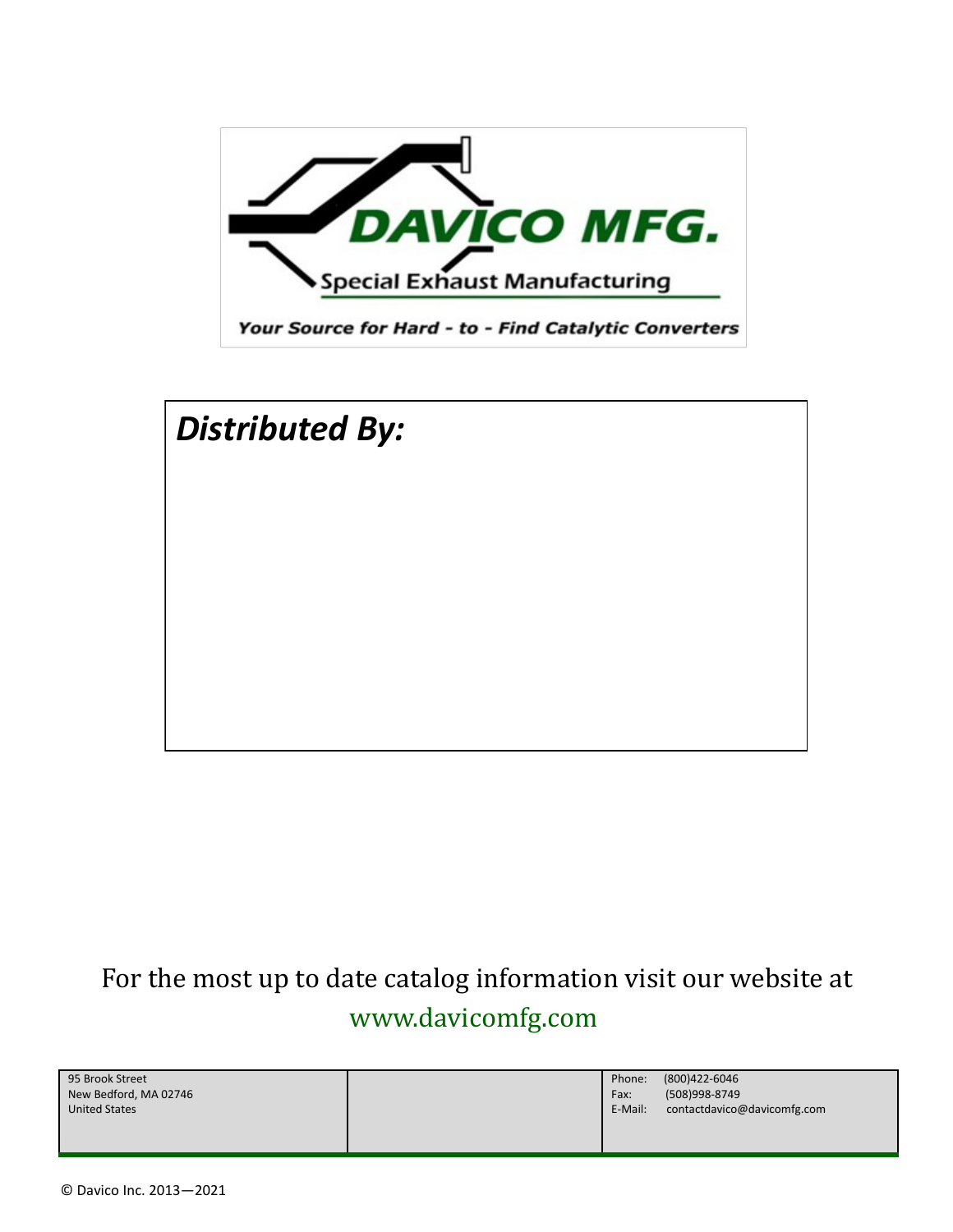DAVICO MFG.

Special Exhaust Manufacturing

*Your Source for Hard - to - Find Catalytic Converters*

***Distributed By:***

For the most up to date catalog information visit our website at
www.davicomfg.com

| | | |
|---|---|---|
| 95 Brook Street<br>New Bedford, MA 02746<br>United States | | Phone: (800)422-6046<br>Fax: (508)998-8749<br>E-Mail: contactdavico@davicomfg.com |

© Davico Inc. 2013—2021